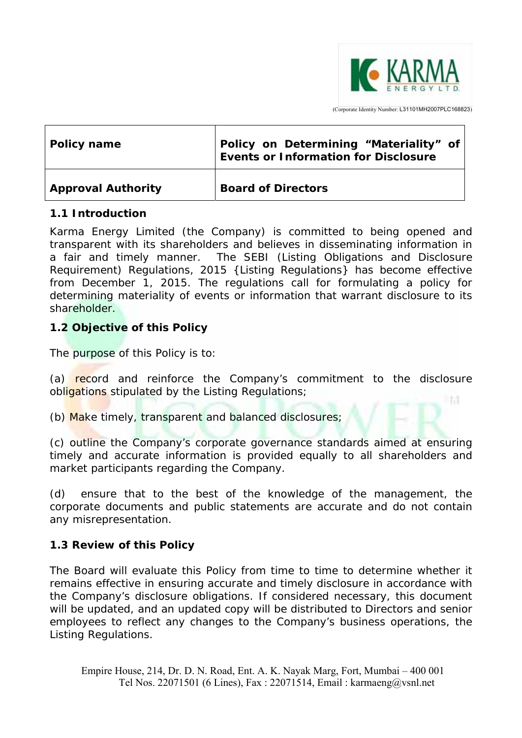KARMA ENERGY LTD.

(Corporate Identity Number: L31101MH2007PLC168823)

| Policy name | Policy on Determining "Materiality" of Events or Information for Disclosure |
|---|---|
| Approval Authority | Board of Directors |

**1.1 Introduction**

Karma Energy Limited (the Company) is committed to being opened and transparent with its shareholders and believes in disseminating information in a fair and timely manner. The SEBI (Listing Obligations and Disclosure Requirement) Regulations, 2015 {Listing Regulations} has become effective from December 1, 2015. The regulations call for formulating a policy for determining materiality of events or information that warrant disclosure to its shareholder.

**1.2 Objective of this Policy**

The purpose of this Policy is to:

(a) record and reinforce the Company's commitment to the disclosure obligations stipulated by the Listing Regulations;

(b) Make timely, transparent and balanced disclosures;

(c) outline the Company's corporate governance standards aimed at ensuring timely and accurate information is provided equally to all shareholders and market participants regarding the Company.

(d) ensure that to the best of the knowledge of the management, the corporate documents and public statements are accurate and do not contain any misrepresentation.

**1.3 Review of this Policy**

The Board will evaluate this Policy from time to time to determine whether it remains effective in ensuring accurate and timely disclosure in accordance with the Company's disclosure obligations. If considered necessary, this document will be updated, and an updated copy will be distributed to Directors and senior employees to reflect any changes to the Company's business operations, the Listing Regulations.

Empire House, 214, Dr. D. N. Road, Ent. A. K. Nayak Marg, Fort, Mumbai – 400 001
Tel Nos. 22071501 (6 Lines), Fax : 22071514, Email : karmaeng@vsnl.net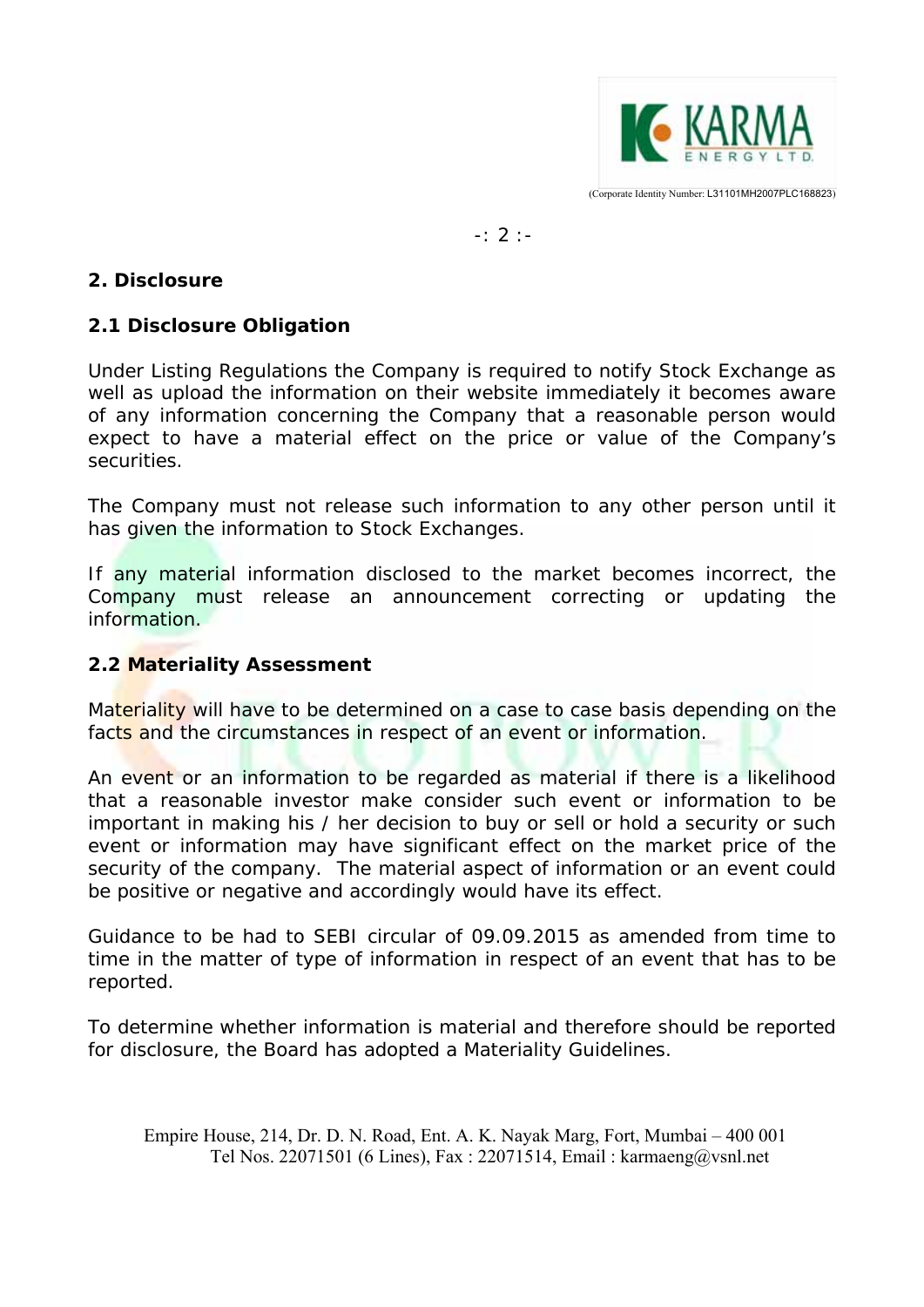## 2. Disclosure

### 2.1 Disclosure Obligation

Under Listing Regulations the Company is required to notify Stock Exchange as well as upload the information on their website immediately it becomes aware of any information concerning the Company that a reasonable person would expect to have a material effect on the price or value of the Company's securities.

The Company must not release such information to any other person until it has given the information to Stock Exchanges.

If any material information disclosed to the market becomes incorrect, the Company must release an announcement correcting or updating the information.

### 2.2 Materiality Assessment

Materiality will have to be determined on a case to case basis depending on the facts and the circumstances in respect of an event or information.

An event or an information to be regarded as material if there is a likelihood that a reasonable investor make consider such event or information to be important in making his / her decision to buy or sell or hold a security or such event or information may have significant effect on the market price of the security of the company. The material aspect of information or an event could be positive or negative and accordingly would have its effect.

Guidance to be had to SEBI circular of 09.09.2015 as amended from time to time in the matter of type of information in respect of an event that has to be reported.

To determine whether information is material and therefore should be reported for disclosure, the Board has adopted a Materiality Guidelines.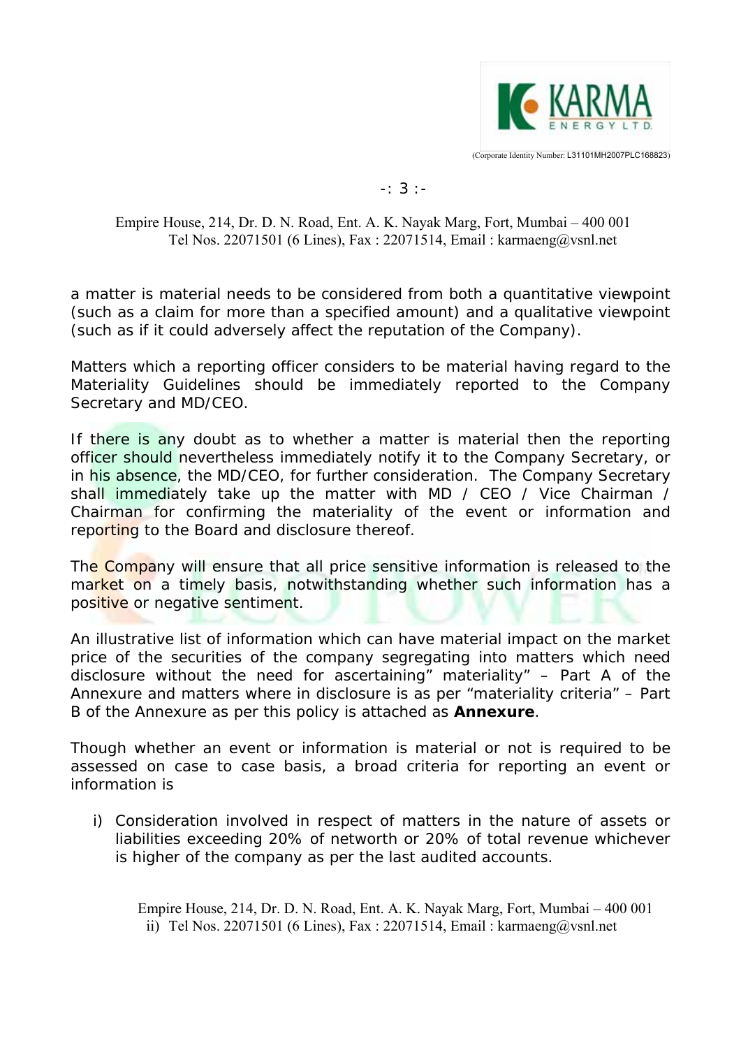a matter is material needs to be considered from both a quantitative viewpoint (such as a claim for more than a specified amount) and a qualitative viewpoint (such as if it could adversely affect the reputation of the Company).

Matters which a reporting officer considers to be material having regard to the Materiality Guidelines should be immediately reported to the Company Secretary and MD/CEO.

If there is any doubt as to whether a matter is material then the reporting officer should nevertheless immediately notify it to the Company Secretary, or in his absence, the MD/CEO, for further consideration. The Company Secretary shall immediately take up the matter with MD / CEO / Vice Chairman / Chairman for confirming the materiality of the event or information and reporting to the Board and disclosure thereof.

The Company will ensure that all price sensitive information is released to the market on a timely basis, notwithstanding whether such information has a positive or negative sentiment.

An illustrative list of information which can have material impact on the market price of the securities of the company segregating into matters which need disclosure without the need for ascertaining" materiality" – Part A of the Annexure and matters where in disclosure is as per "materiality criteria" – Part B of the Annexure as per this policy is attached as **Annexure**.

Though whether an event or information is material or not is required to be assessed on case to case basis, a broad criteria for reporting an event or information is

i) Consideration involved in respect of matters in the nature of assets or liabilities exceeding 20% of networth or 20% of total revenue whichever is higher of the company as per the last audited accounts.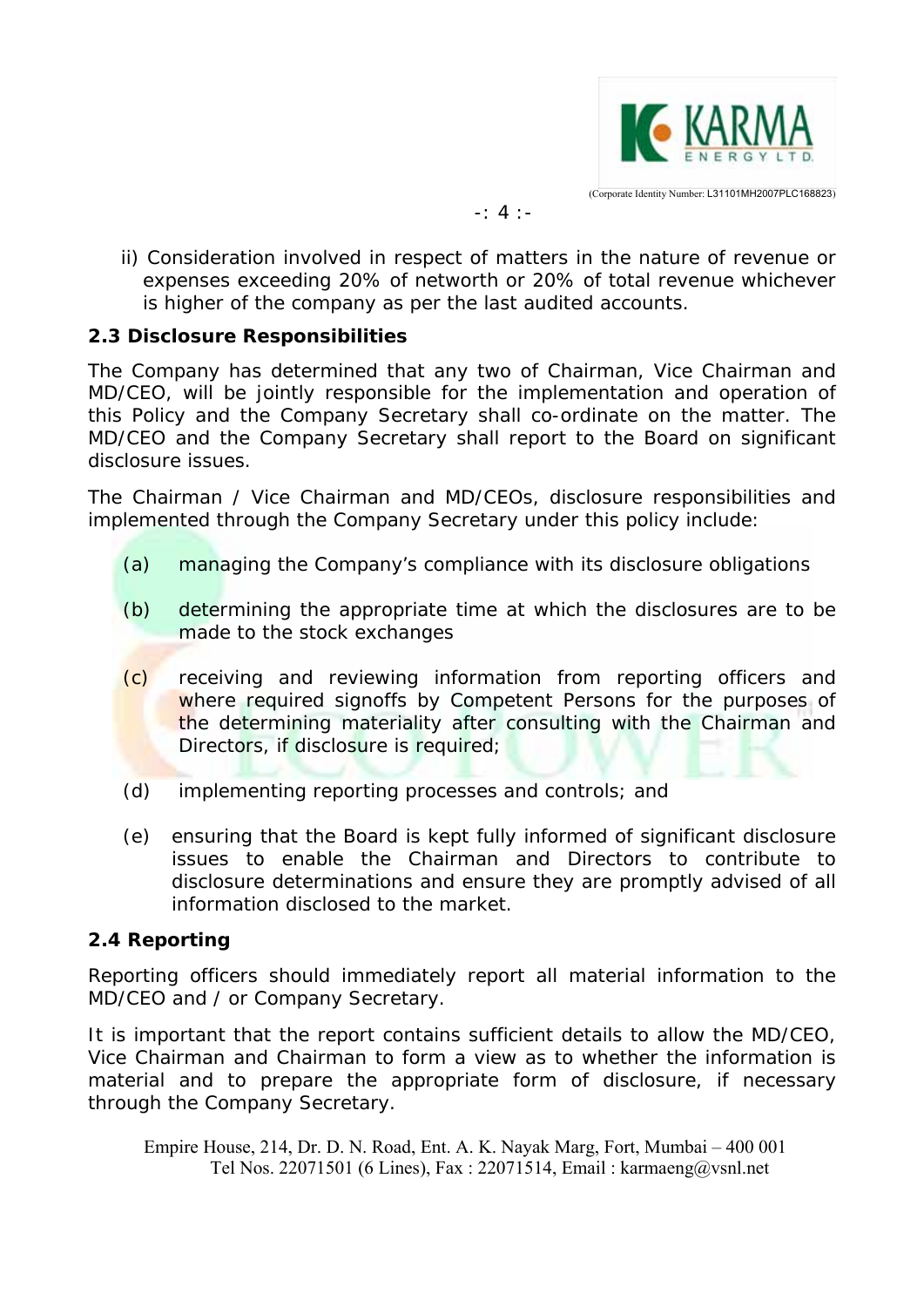ii) Consideration involved in respect of matters in the nature of revenue or expenses exceeding 20% of networth or 20% of total revenue whichever is higher of the company as per the last audited accounts.

**2.3 Disclosure Responsibilities**

The Company has determined that any two of Chairman, Vice Chairman and MD/CEO, will be jointly responsible for the implementation and operation of this Policy and the Company Secretary shall co-ordinate on the matter. The MD/CEO and the Company Secretary shall report to the Board on significant disclosure issues.

The Chairman / Vice Chairman and MD/CEOs, disclosure responsibilities and implemented through the Company Secretary under this policy include:

(a) managing the Company's compliance with its disclosure obligations

(b) determining the appropriate time at which the disclosures are to be made to the stock exchanges

(c) receiving and reviewing information from reporting officers and where required signoffs by Competent Persons for the purposes of the determining materiality after consulting with the Chairman and Directors, if disclosure is required;

(d) implementing reporting processes and controls; and

(e) ensuring that the Board is kept fully informed of significant disclosure issues to enable the Chairman and Directors to contribute to disclosure determinations and ensure they are promptly advised of all information disclosed to the market.

**2.4 Reporting**

Reporting officers should immediately report all material information to the MD/CEO and / or Company Secretary.

It is important that the report contains sufficient details to allow the MD/CEO, Vice Chairman and Chairman to form a view as to whether the information is material and to prepare the appropriate form of disclosure, if necessary through the Company Secretary.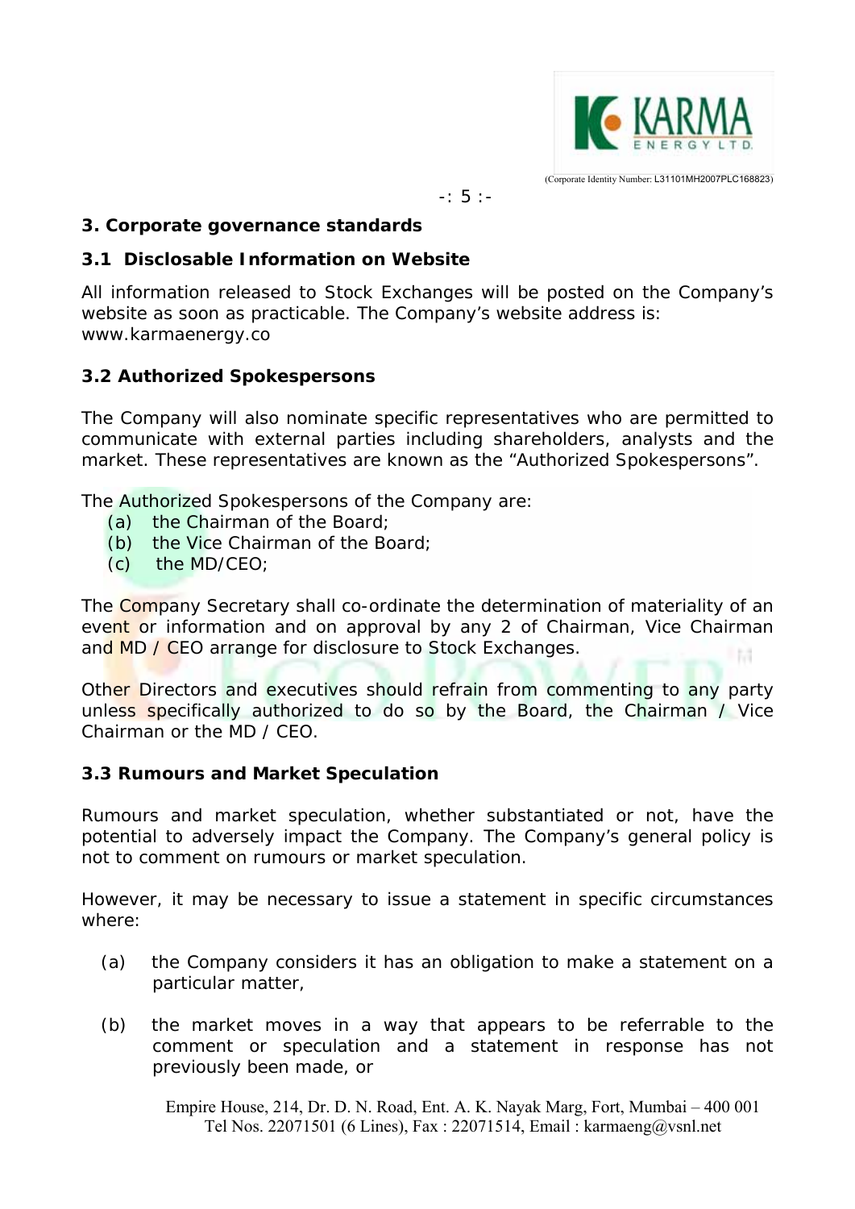## 3. Corporate governance standards

### 3.1 Disclosable Information on Website

All information released to Stock Exchanges will be posted on the Company's website as soon as practicable. The Company's website address is: www.karmaenergy.co

### 3.2 Authorized Spokespersons

The Company will also nominate specific representatives who are permitted to communicate with external parties including shareholders, analysts and the market. These representatives are known as the "Authorized Spokespersons".

The Authorized Spokespersons of the Company are:

(a) the Chairman of the Board;
(b) the Vice Chairman of the Board;
(c) the MD/CEO;

The Company Secretary shall co-ordinate the determination of materiality of an event or information and on approval by any 2 of Chairman, Vice Chairman and MD / CEO arrange for disclosure to Stock Exchanges.

Other Directors and executives should refrain from commenting to any party unless specifically authorized to do so by the Board, the Chairman / Vice Chairman or the MD / CEO.

### 3.3 Rumours and Market Speculation

Rumours and market speculation, whether substantiated or not, have the potential to adversely impact the Company. The Company's general policy is not to comment on rumours or market speculation.

However, it may be necessary to issue a statement in specific circumstances where:

(a) the Company considers it has an obligation to make a statement on a particular matter,

(b) the market moves in a way that appears to be referrable to the comment or speculation and a statement in response has not previously been made, or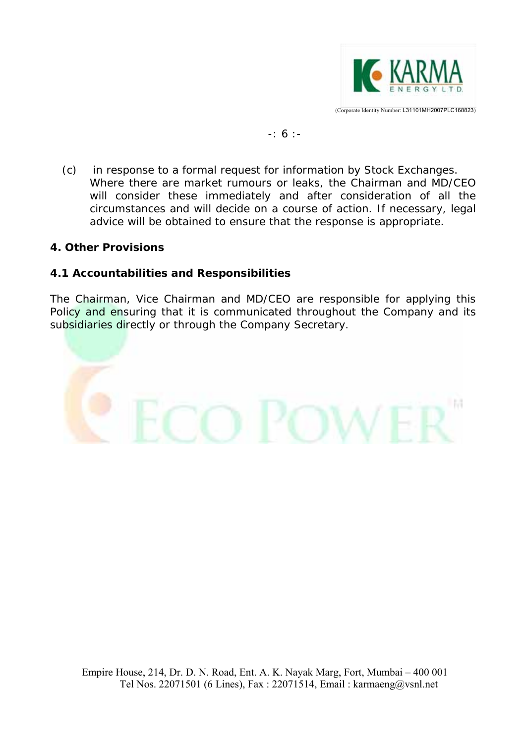(c) in response to a formal request for information by Stock Exchanges. Where there are market rumours or leaks, the Chairman and MD/CEO will consider these immediately and after consideration of all the circumstances and will decide on a course of action. If necessary, legal advice will be obtained to ensure that the response is appropriate.

## 4. Other Provisions

### 4.1 Accountabilities and Responsibilities

The Chairman, Vice Chairman and MD/CEO are responsible for applying this Policy and ensuring that it is communicated throughout the Company and its subsidiaries directly or through the Company Secretary.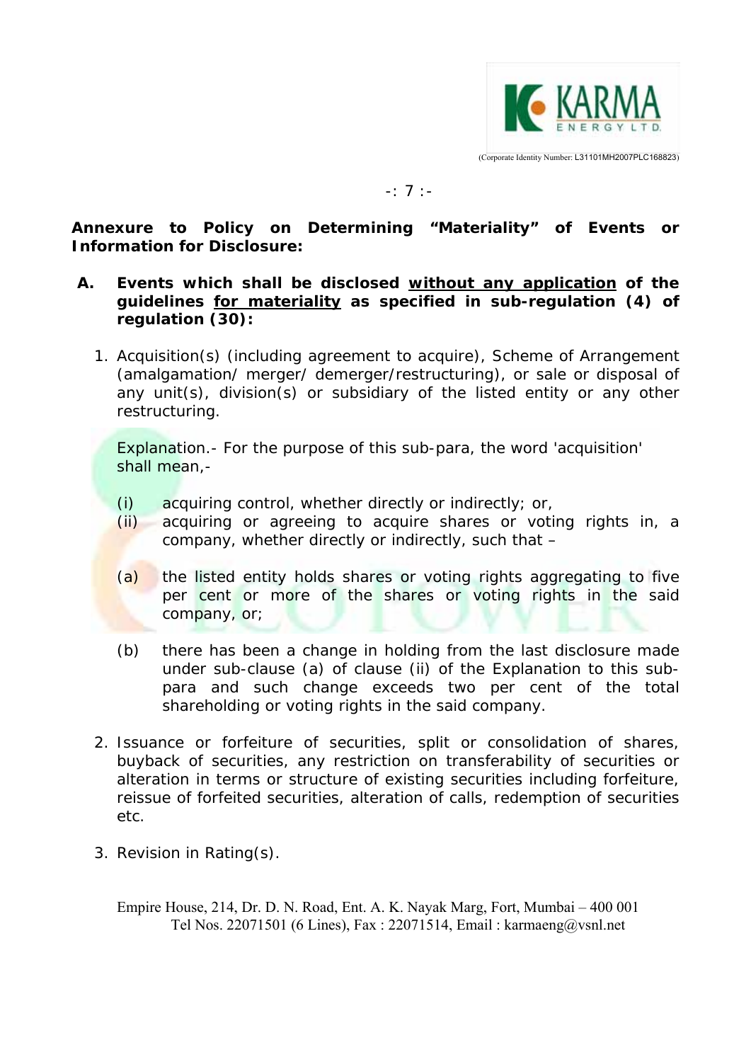**Annexure to Policy on Determining "Materiality" of Events or Information for Disclosure:**

**A. Events which shall be disclosed <u>without any application</u> of the guidelines <u>for materiality</u> as specified in sub-regulation (4) of regulation (30):**

1. Acquisition(s) (including agreement to acquire), Scheme of Arrangement (amalgamation/ merger/ demerger/restructuring), or sale or disposal of any unit(s), division(s) or subsidiary of the listed entity or any other restructuring.

   Explanation.- For the purpose of this sub-para, the word 'acquisition' shall mean,-

   (i) acquiring control, whether directly or indirectly; or,

   (ii) acquiring or agreeing to acquire shares or voting rights in, a company, whether directly or indirectly, such that –

   (a) the listed entity holds shares or voting rights aggregating to five per cent or more of the shares or voting rights in the said company, or;

   (b) there has been a change in holding from the last disclosure made under sub-clause (a) of clause (ii) of the Explanation to this sub-para and such change exceeds two per cent of the total shareholding or voting rights in the said company.

2. Issuance or forfeiture of securities, split or consolidation of shares, buyback of securities, any restriction on transferability of securities or alteration in terms or structure of existing securities including forfeiture, reissue of forfeited securities, alteration of calls, redemption of securities etc.

3. Revision in Rating(s).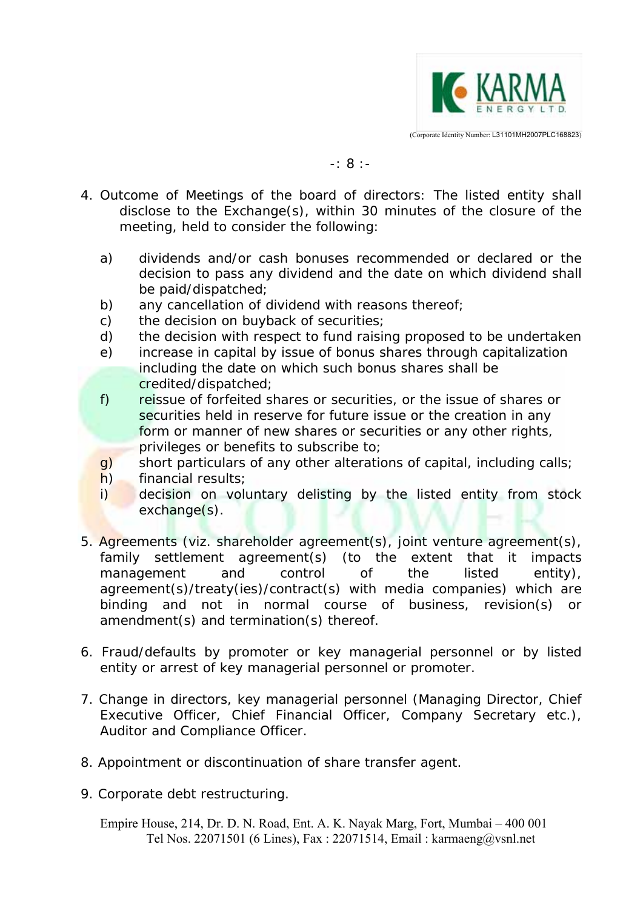4. Outcome of Meetings of the board of directors: The listed entity shall disclose to the Exchange(s), within 30 minutes of the closure of the meeting, held to consider the following:

   a) dividends and/or cash bonuses recommended or declared or the decision to pass any dividend and the date on which dividend shall be paid/dispatched;
   b) any cancellation of dividend with reasons thereof;
   c) the decision on buyback of securities;
   d) the decision with respect to fund raising proposed to be undertaken
   e) increase in capital by issue of bonus shares through capitalization including the date on which such bonus shares shall be credited/dispatched;
   f) reissue of forfeited shares or securities, or the issue of shares or securities held in reserve for future issue or the creation in any form or manner of new shares or securities or any other rights, privileges or benefits to subscribe to;
   g) short particulars of any other alterations of capital, including calls;
   h) financial results;
   i) decision on voluntary delisting by the listed entity from stock exchange(s).

5. Agreements (viz. shareholder agreement(s), joint venture agreement(s), family settlement agreement(s) (to the extent that it impacts management and control of the listed entity), agreement(s)/treaty(ies)/contract(s) with media companies) which are binding and not in normal course of business, revision(s) or amendment(s) and termination(s) thereof.

6. Fraud/defaults by promoter or key managerial personnel or by listed entity or arrest of key managerial personnel or promoter.

7. Change in directors, key managerial personnel (Managing Director, Chief Executive Officer, Chief Financial Officer, Company Secretary etc.), Auditor and Compliance Officer.

8. Appointment or discontinuation of share transfer agent.

9. Corporate debt restructuring.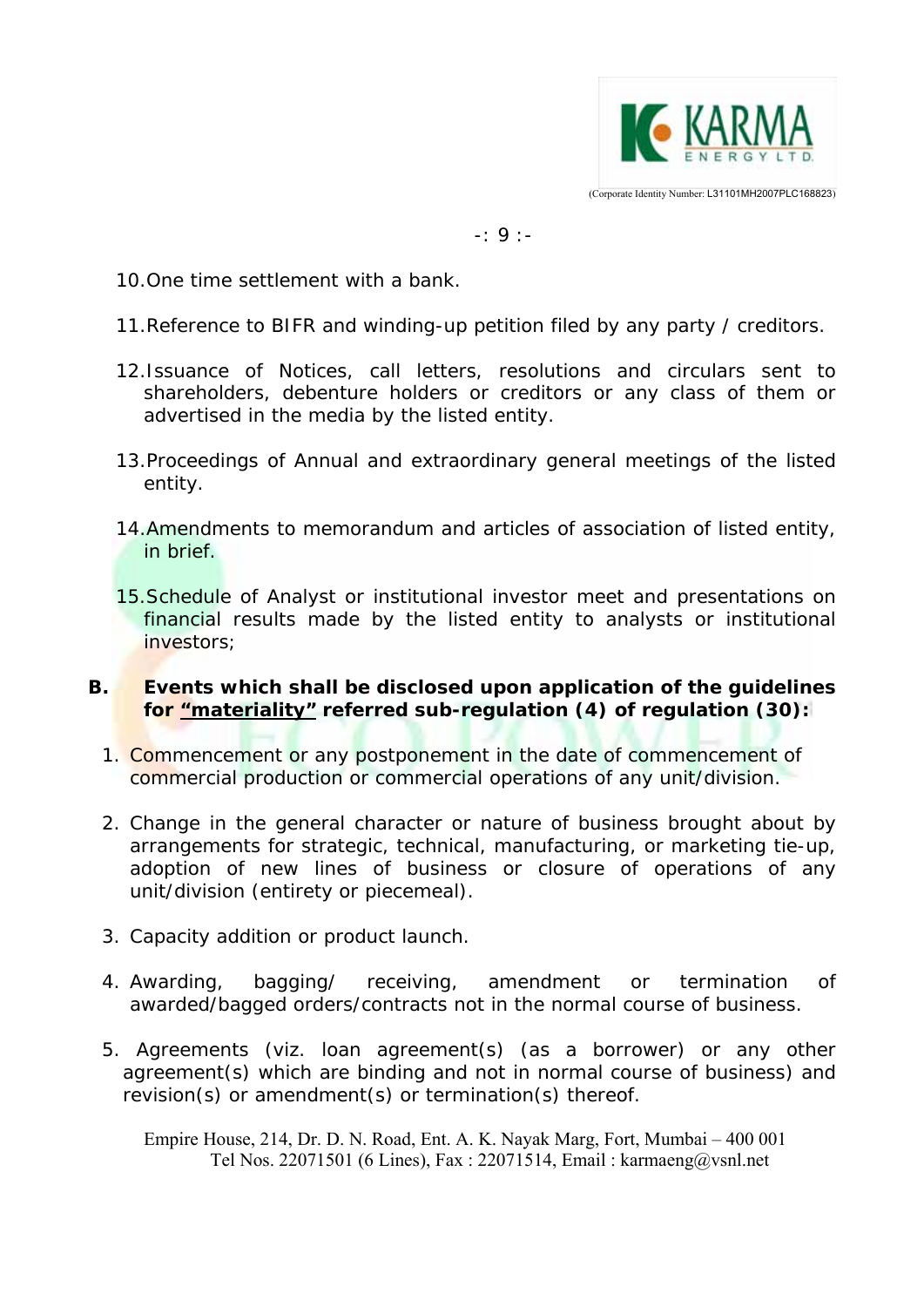10. One time settlement with a bank.

11. Reference to BIFR and winding-up petition filed by any party / creditors.

12. Issuance of Notices, call letters, resolutions and circulars sent to shareholders, debenture holders or creditors or any class of them or advertised in the media by the listed entity.

13. Proceedings of Annual and extraordinary general meetings of the listed entity.

14. Amendments to memorandum and articles of association of listed entity, in brief.

15. Schedule of Analyst or institutional investor meet and presentations on financial results made by the listed entity to analysts or institutional investors;

**B. Events which shall be disclosed upon application of the guidelines for "materiality" referred sub-regulation (4) of regulation (30):**

1. Commencement or any postponement in the date of commencement of commercial production or commercial operations of any unit/division.

2. Change in the general character or nature of business brought about by arrangements for strategic, technical, manufacturing, or marketing tie-up, adoption of new lines of business or closure of operations of any unit/division (entirety or piecemeal).

3. Capacity addition or product launch.

4. Awarding, bagging/ receiving, amendment or termination of awarded/bagged orders/contracts not in the normal course of business.

5. Agreements (viz. loan agreement(s) (as a borrower) or any other agreement(s) which are binding and not in normal course of business) and revision(s) or amendment(s) or termination(s) thereof.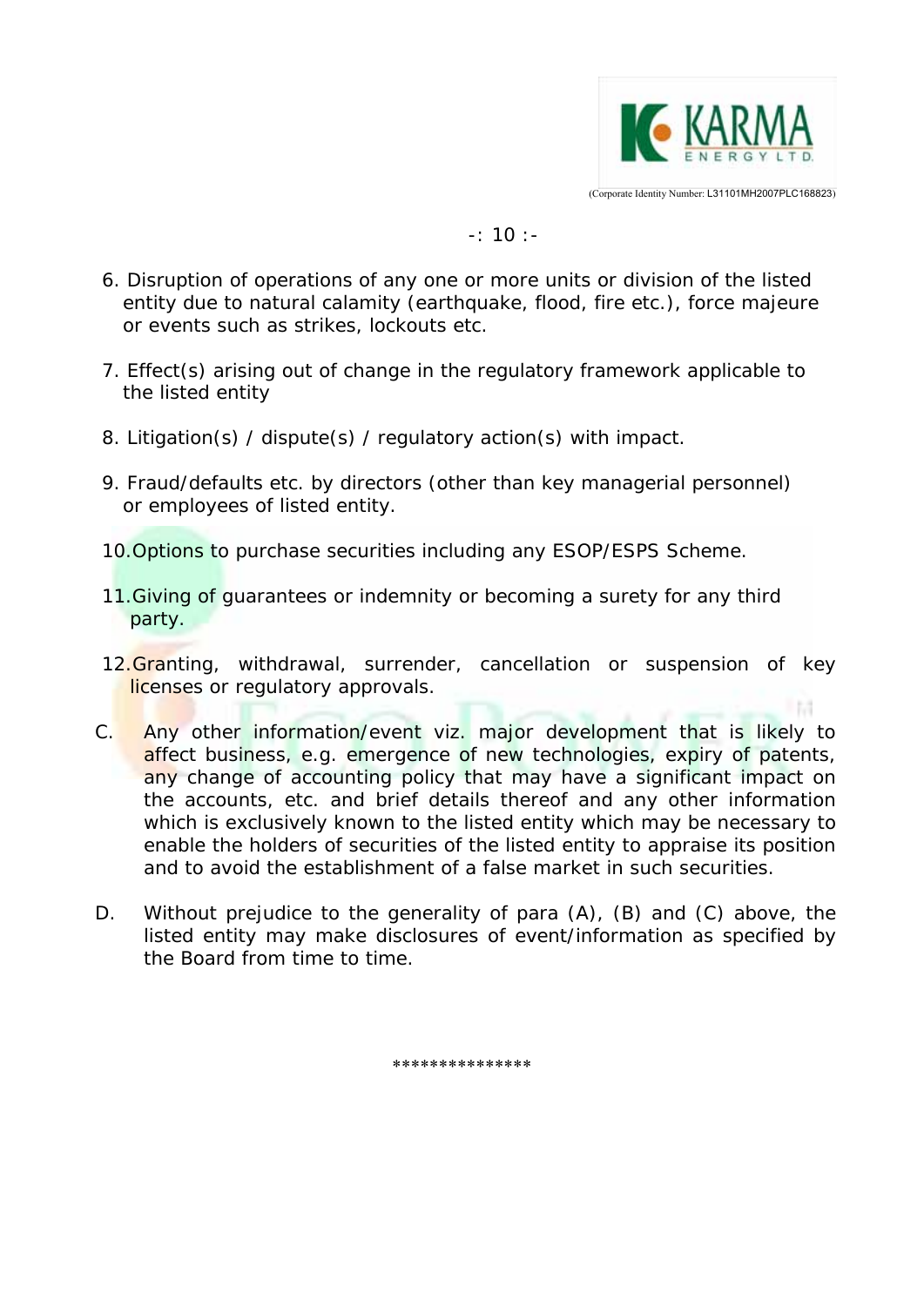6. Disruption of operations of any one or more units or division of the listed entity due to natural calamity (earthquake, flood, fire etc.), force majeure or events such as strikes, lockouts etc.

7. Effect(s) arising out of change in the regulatory framework applicable to the listed entity

8. Litigation(s) / dispute(s) / regulatory action(s) with impact.

9. Fraud/defaults etc. by directors (other than key managerial personnel) or employees of listed entity.

10. Options to purchase securities including any ESOP/ESPS Scheme.

11. Giving of guarantees or indemnity or becoming a surety for any third party.

12. Granting, withdrawal, surrender, cancellation or suspension of key licenses or regulatory approvals.

C. Any other information/event viz. major development that is likely to affect business, e.g. emergence of new technologies, expiry of patents, any change of accounting policy that may have a significant impact on the accounts, etc. and brief details thereof and any other information which is exclusively known to the listed entity which may be necessary to enable the holders of securities of the listed entity to appraise its position and to avoid the establishment of a false market in such securities.

D. Without prejudice to the generality of para (A), (B) and (C) above, the listed entity may make disclosures of event/information as specified by the Board from time to time.

***************